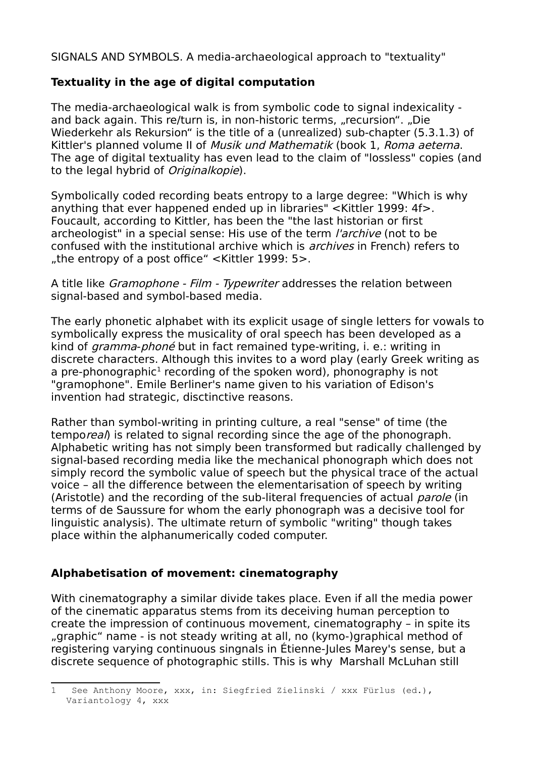SIGNALS AND SYMBOLS. A media-archaeological approach to "textuality"

## Textuality in the age of digital computation

The media-archaeological walk is from symbolic code to signal indexicality - and back again. This re/turn is, in non-historic terms, „recursion". „Die Wiederkehr als Rekursion" is the title of a (unrealized) sub-chapter (5.3.1.3) of Kittler's planned volume II of *Musik und Mathematik* (book 1, *Roma aeterna*. The age of digital textuality has even lead to the claim of "lossless" copies (and to the legal hybrid of *Originalkopie*).

Symbolically coded recording beats entropy to a large degree: "Which is why anything that ever happened ended up in libraries" <Kittler 1999: 4f>. Foucault, according to Kittler, has been the "the last historian or first archeologist" in a special sense: His use of the term *l'archive* (not to be confused with the institutional archive which is *archives* in French) refers to „the entropy of a post office" <Kittler 1999: 5>.

A title like *Gramophone - Film - Typewriter* addresses the relation between signal-based and symbol-based media.

The early phonetic alphabet with its explicit usage of single letters for vowels to symbolically express the musicality of oral speech has been developed as a kind of *gramma-phoné* but in fact remained type-writing, i. e.: writing in discrete characters. Although this invites to a word play (early Greek writing as a pre-phonographic[1] recording of the spoken word), phonography is not "gramophone". Emile Berliner's name given to his variation of Edison's invention had strategic, disctinctive reasons.

Rather than symbol-writing in printing culture, a real "sense" of time (the tempo*real*) is related to signal recording since the age of the phonograph. Alphabetic writing has not simply been transformed but radically challenged by signal-based recording media like the mechanical phonograph which does not simply record the symbolic value of speech but the physical trace of the actual voice – all the difference between the elementarisation of speech by writing (Aristotle) and the recording of the sub-literal frequencies of actual *parole* (in terms of de Saussure for whom the early phonograph was a decisive tool for linguistic analysis). The ultimate return of symbolic "writing" though takes place within the alphanumerically coded computer.

## Alphabetisation of movement: cinematography

With cinematography a similar divide takes place. Even if all the media power of the cinematic apparatus stems from its deceiving human perception to create the impression of continuous movement, cinematography – in spite its „graphic" name - is not steady writing at all, no (kymo-)graphical method of registering varying continuous singnals in Étienne-Jules Marey's sense, but a discrete sequence of photographic stills. This is why Marshall McLuhan still

---

[1] See Anthony Moore, xxx, in: Siegfried Zielinski / xxx Fürlus (ed.), Variantology 4, xxx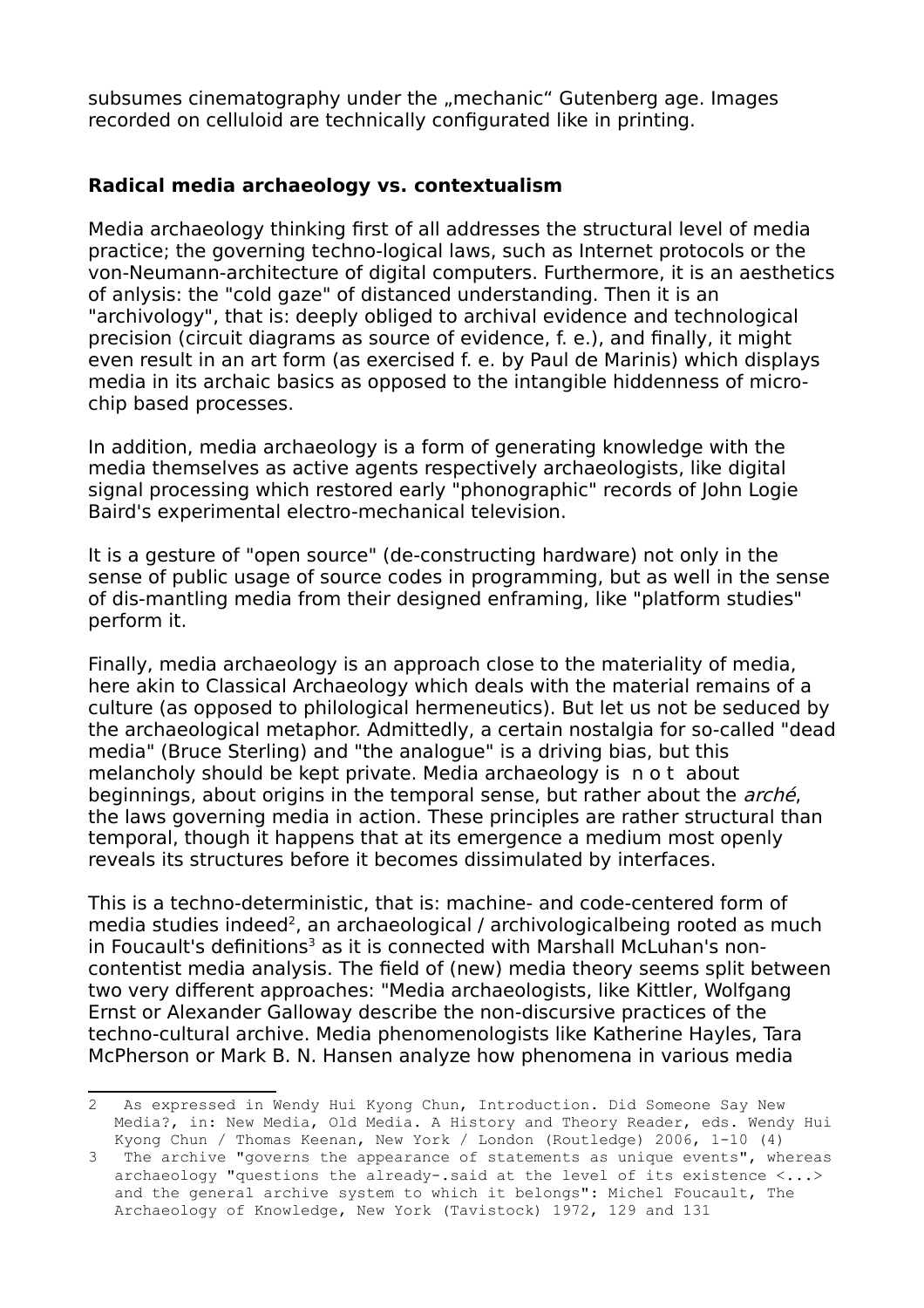subsumes cinematography under the „mechanic" Gutenberg age. Images recorded on celluloid are technically configurated like in printing.

**Radical media archaeology vs. contextualism**

Media archaeology thinking first of all addresses the structural level of media practice; the governing techno-logical laws, such as Internet protocols or the von-Neumann-architecture of digital computers. Furthermore, it is an aesthetics of anlysis: the "cold gaze" of distanced understanding. Then it is an "archivology", that is: deeply obliged to archival evidence and technological precision (circuit diagrams as source of evidence, f. e.), and finally, it might even result in an art form (as exercised f. e. by Paul de Marinis) which displays media in its archaic basics as opposed to the intangible hiddenness of micro-chip based processes.

In addition, media archaeology is a form of generating knowledge with the media themselves as active agents respectively archaeologists, like digital signal processing which restored early "phonographic" records of John Logie Baird's experimental electro-mechanical television.

It is a gesture of "open source" (de-constructing hardware) not only in the sense of public usage of source codes in programming, but as well in the sense of dis-mantling media from their designed enframing, like "platform studies" perform it.

Finally, media archaeology is an approach close to the materiality of media, here akin to Classical Archaeology which deals with the material remains of a culture (as opposed to philological hermeneutics). But let us not be seduced by the archaeological metaphor. Admittedly, a certain nostalgia for so-called "dead media" (Bruce Sterling) and "the analogue" is a driving bias, but this melancholy should be kept private. Media archaeology is  n o t  about beginnings, about origins in the temporal sense, but rather about the *arché*, the laws governing media in action. These principles are rather structural than temporal, though it happens that at its emergence a medium most openly reveals its structures before it becomes dissimulated by interfaces.

This is a techno-deterministic, that is: machine- and code-centered form of media studies indeed[2], an archaeological / archivologicalbeing rooted as much in Foucault's definitions[3] as it is connected with Marshall McLuhan's non-contentist media analysis. The field of (new) media theory seems split between two very different approaches: "Media archaeologists, like Kittler, Wolfgang Ernst or Alexander Galloway describe the non-discursive practices of the techno-cultural archive. Media phenomenologists like Katherine Hayles, Tara McPherson or Mark B. N. Hansen analyze how phenomena in various media

---

2 As expressed in Wendy Hui Kyong Chun, Introduction. Did Someone Say New Media?, in: New Media, Old Media. A History and Theory Reader, eds. Wendy Hui Kyong Chun / Thomas Keenan, New York / London (Routledge) 2006, 1-10 (4)

3 The archive "governs the appearance of statements as unique events", whereas archaeology "questions the already-.said at the level of its existence <...> and the general archive system to which it belongs": Michel Foucault, The Archaeology of Knowledge, New York (Tavistock) 1972, 129 and 131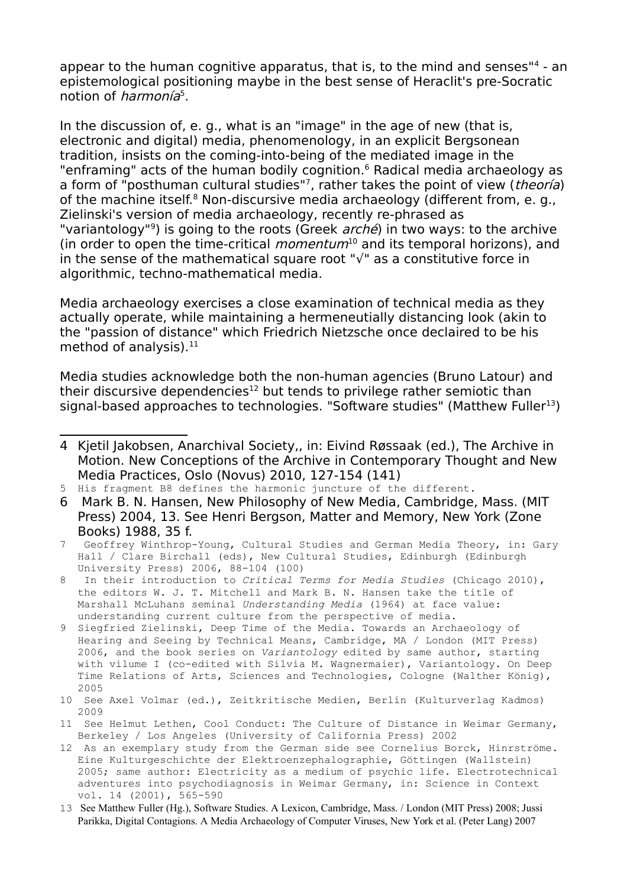appear to the human cognitive apparatus, that is, to the mind and senses"[4] - an epistemological positioning maybe in the best sense of Heraclit's pre-Socratic notion of *harmonía*[5].

In the discussion of, e. g., what is an "image" in the age of new (that is, electronic and digital) media, phenomenology, in an explicit Bergsonean tradition, insists on the coming-into-being of the mediated image in the "enframing" acts of the human bodily cognition.[6] Radical media archaeology as a form of "posthuman cultural studies"[7], rather takes the point of view (*theoría*) of the machine itself.[8] Non-discursive media archaeology (different from, e. g., Zielinski's version of media archaeology, recently re-phrased as "variantology"[9]) is going to the roots (Greek *arché*) in two ways: to the archive (in order to open the time-critical *momentum*[10] and its temporal horizons), and in the sense of the mathematical square root "√" as a constitutive force in algorithmic, techno-mathematical media.

Media archaeology exercises a close examination of technical media as they actually operate, while maintaining a hermeneutially distancing look (akin to the "passion of distance" which Friedrich Nietzsche once declaired to be his method of analysis).[11]

Media studies acknowledge both the non-human agencies (Bruno Latour) and their discursive dependencies[12] but tends to privilege rather semiotic than signal-based approaches to technologies. "Software studies" (Matthew Fuller[13])

---

4 Kjetil Jakobsen, Anarchival Society,, in: Eivind Røssaak (ed.), The Archive in Motion. New Conceptions of the Archive in Contemporary Thought and New Media Practices, Oslo (Novus) 2010, 127-154 (141)

5 His fragment B8 defines the harmonic juncture of the different.

6 Mark B. N. Hansen, New Philosophy of New Media, Cambridge, Mass. (MIT Press) 2004, 13. See Henri Bergson, Matter and Memory, New York (Zone Books) 1988, 35 f.

7 Geoffrey Winthrop-Young, Cultural Studies and German Media Theory, in: Gary Hall / Clare Birchall (eds), New Cultural Studies, Edinburgh (Edinburgh University Press) 2006, 88-104 (100)

8 In their introduction to *Critical Terms for Media Studies* (Chicago 2010), the editors W. J. T. Mitchell and Mark B. N. Hansen take the title of Marshall McLuhans seminal *Understanding Media* (1964) at face value: understanding current culture from the perspective of media.

9 Siegfried Zielinski, Deep Time of the Media. Towards an Archaeology of Hearing and Seeing by Technical Means, Cambridge, MA / London (MIT Press) 2006, and the book series on *Variantology* edited by same author, starting with vilume I (co-edited with Silvia M. Wagnermaier), Variantology. On Deep Time Relations of Arts, Sciences and Technologies, Cologne (Walther König), 2005

10 See Axel Volmar (ed.), Zeitkritische Medien, Berlin (Kulturverlag Kadmos) 2009

11 See Helmut Lethen, Cool Conduct: The Culture of Distance in Weimar Germany, Berkeley / Los Angeles (University of California Press) 2002

12 As an exemplary study from the German side see Cornelius Borck, Hinrströme. Eine Kulturgeschichte der Elektroenzephalographie, Göttingen (Wallstein) 2005; same author: Electricity as a medium of psychic life. Electrotechnical adventures into psychodiagnosis in Weimar Germany, in: Science in Context vol. 14 (2001), 565-590

13 See Matthew Fuller (Hg.), Software Studies. A Lexicon, Cambridge, Mass. / London (MIT Press) 2008; Jussi Parikka, Digital Contagions. A Media Archaeology of Computer Viruses, New York et al. (Peter Lang) 2007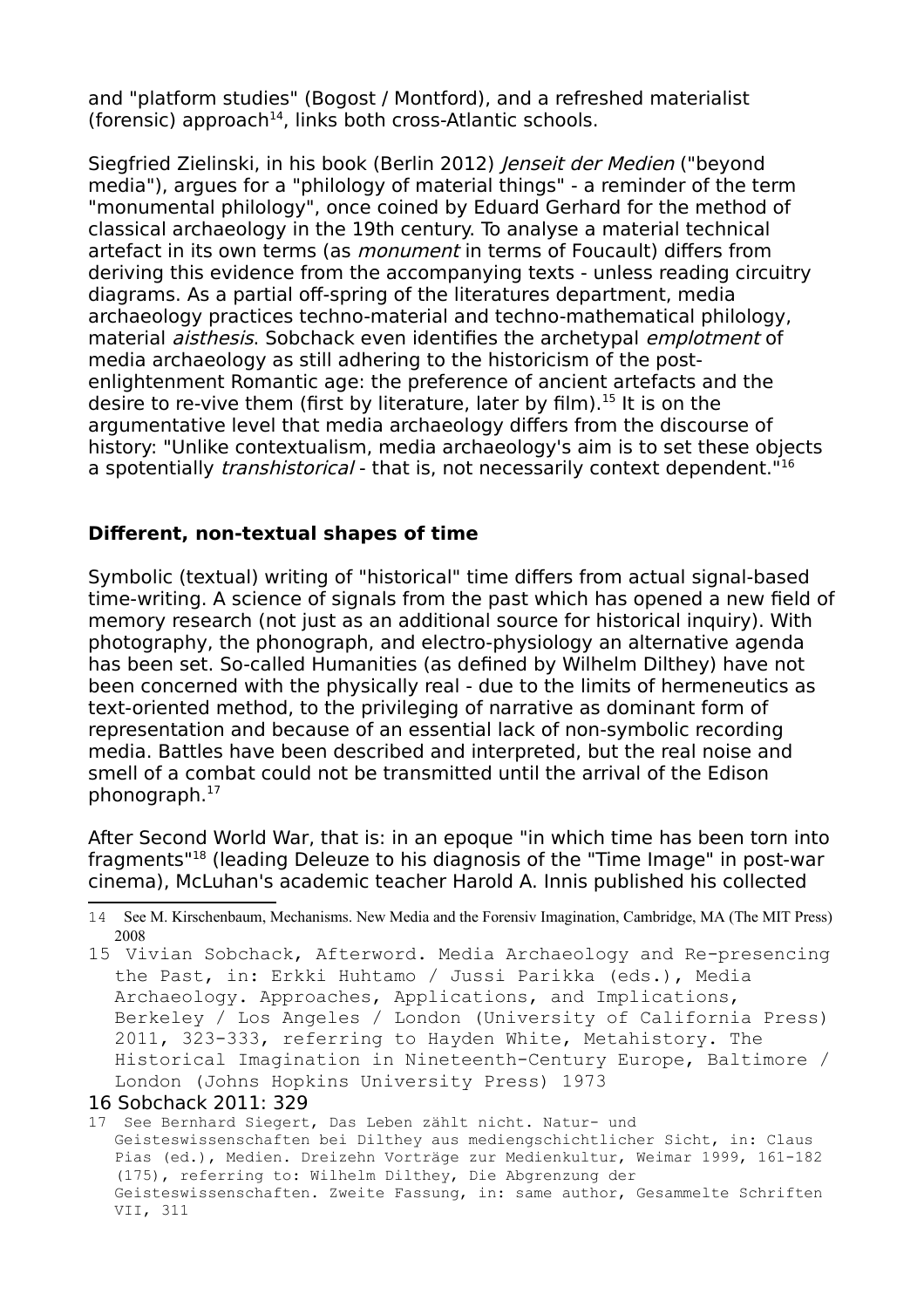and "platform studies" (Bogost / Montford), and a refreshed materialist (forensic) approach[14], links both cross-Atlantic schools.

Siegfried Zielinski, in his book (Berlin 2012) *Jenseit der Medien* ("beyond media"), argues for a "philology of material things" - a reminder of the term "monumental philology", once coined by Eduard Gerhard for the method of classical archaeology in the 19th century. To analyse a material technical artefact in its own terms (as *monument* in terms of Foucault) differs from deriving this evidence from the accompanying texts - unless reading circuitry diagrams. As a partial off-spring of the literatures department, media archaeology practices techno-material and techno-mathematical philology, material *aisthesis*. Sobchack even identifies the archetypal *emplotment* of media archaeology as still adhering to the historicism of the post-enlightenment Romantic age: the preference of ancient artefacts and the desire to re-vive them (first by literature, later by film).[15] It is on the argumentative level that media archaeology differs from the discourse of history: "Unlike contextualism, media archaeology's aim is to set these objects a spotentially *transhistorical* - that is, not necessarily context dependent."[16]

### Different, non-textual shapes of time

Symbolic (textual) writing of "historical" time differs from actual signal-based time-writing. A science of signals from the past which has opened a new field of memory research (not just as an additional source for historical inquiry). With photography, the phonograph, and electro-physiology an alternative agenda has been set. So-called Humanities (as defined by Wilhelm Dilthey) have not been concerned with the physically real - due to the limits of hermeneutics as text-oriented method, to the privileging of narrative as dominant form of representation and because of an essential lack of non-symbolic recording media. Battles have been described and interpreted, but the real noise and smell of a combat could not be transmitted until the arrival of the Edison phonograph.[17]

After Second World War, that is: in an epoque "in which time has been torn into fragments"[18] (leading Deleuze to his diagnosis of the "Time Image" in post-war cinema), McLuhan's academic teacher Harold A. Innis published his collected

---

14 See M. Kirschenbaum, Mechanisms. New Media and the Forensiv Imagination, Cambridge, MA (The MIT Press) 2008

15 Vivian Sobchack, Afterword. Media Archaeology and Re-presencing the Past, in: Erkki Huhtamo / Jussi Parikka (eds.), Media Archaeology. Approaches, Applications, and Implications, Berkeley / Los Angeles / London (University of California Press) 2011, 323-333, referring to Hayden White, Metahistory. The Historical Imagination in Nineteenth-Century Europe, Baltimore / London (Johns Hopkins University Press) 1973

16 Sobchack 2011: 329

17 See Bernhard Siegert, Das Leben zählt nicht. Natur- und Geisteswissenschaften bei Dilthey aus mediengschichtlicher Sicht, in: Claus Pias (ed.), Medien. Dreizehn Vorträge zur Medienkultur, Weimar 1999, 161-182 (175), referring to: Wilhelm Dilthey, Die Abgrenzung der Geisteswissenschaften. Zweite Fassung, in: same author, Gesammelte Schriften VII, 311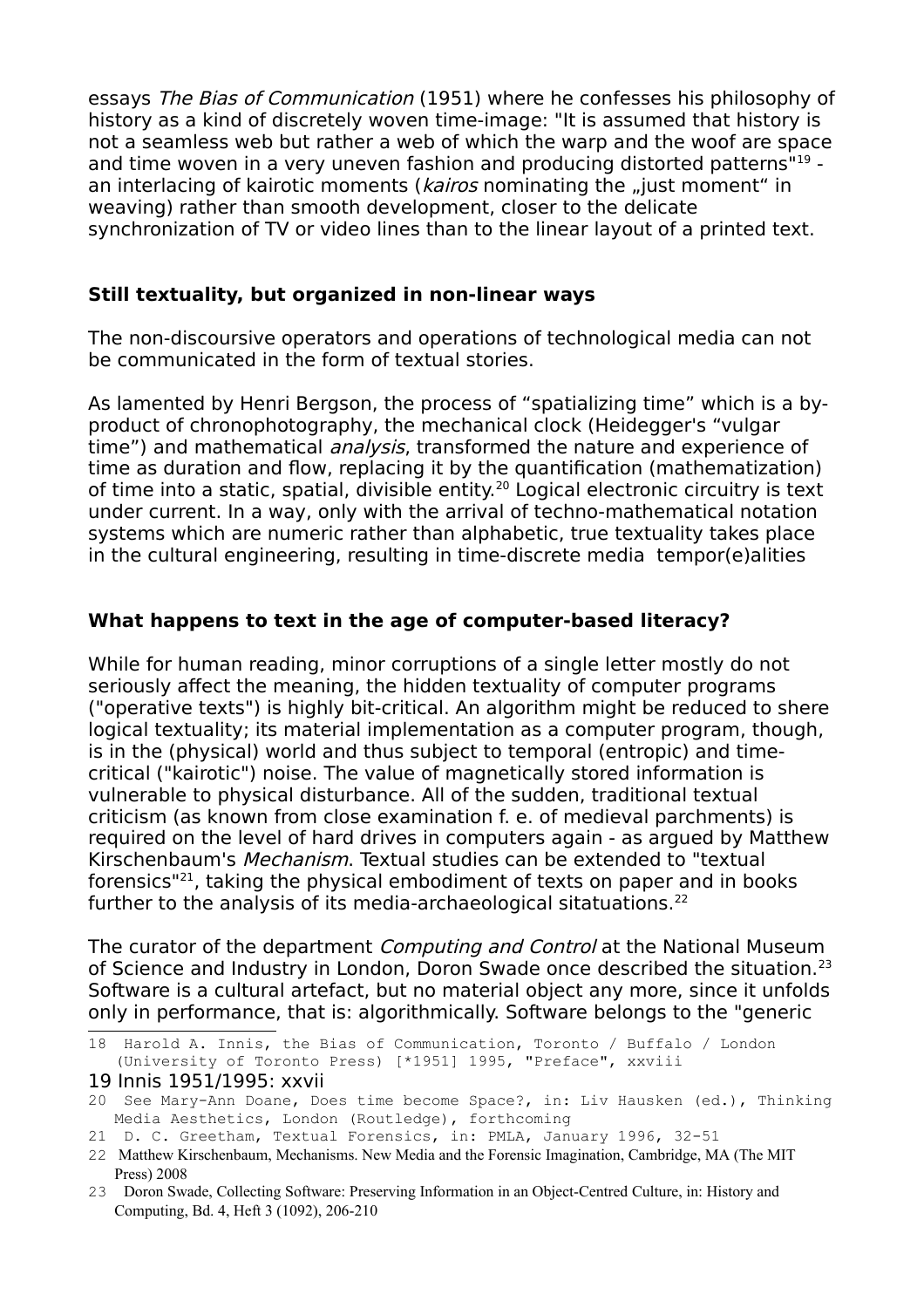essays *The Bias of Communication* (1951) where he confesses his philosophy of history as a kind of discretely woven time-image: "It is assumed that history is not a seamless web but rather a web of which the warp and the woof are space and time woven in a very uneven fashion and producing distorted patterns"[19] - an interlacing of kairotic moments (*kairos* nominating the „just moment“ in weaving) rather than smooth development, closer to the delicate synchronization of TV or video lines than to the linear layout of a printed text.

**Still textuality, but organized in non-linear ways**

The non-discoursive operators and operations of technological media can not be communicated in the form of textual stories.

As lamented by Henri Bergson, the process of “spatializing time” which is a by-product of chronophotography, the mechanical clock (Heidegger's “vulgar time”) and mathematical *analysis*, transformed the nature and experience of time as duration and flow, replacing it by the quantification (mathematization) of time into a static, spatial, divisible entity.[20] Logical electronic circuitry is text under current. In a way, only with the arrival of techno-mathematical notation systems which are numeric rather than alphabetic, true textuality takes place in the cultural engineering, resulting in time-discrete media tempor(e)alities

**What happens to text in the age of computer-based literacy?**

While for human reading, minor corruptions of a single letter mostly do not seriously affect the meaning, the hidden textuality of computer programs ("operative texts") is highly bit-critical. An algorithm might be reduced to shere logical textuality; its material implementation as a computer program, though, is in the (physical) world and thus subject to temporal (entropic) and time-critical ("kairotic") noise. The value of magnetically stored information is vulnerable to physical disturbance. All of the sudden, traditional textual criticism (as known from close examination f. e. of medieval parchments) is required on the level of hard drives in computers again - as argued by Matthew Kirschenbaum's *Mechanism*. Textual studies can be extended to "textual forensics"[21], taking the physical embodiment of texts on paper and in books further to the analysis of its media-archaeological sitatuations.[22]

The curator of the department *Computing and Control* at the National Museum of Science and Industry in London, Doron Swade once described the situation.[23] Software is a cultural artefact, but no material object any more, since it unfolds only in performance, that is: algorithmically. Software belongs to the "generic

18 Harold A. Innis, the Bias of Communication, Toronto / Buffalo / London (University of Toronto Press) [*1951] 1995, "Preface", xxviii

19 Innis 1951/1995: xxvii

20 See Mary-Ann Doane, Does time become Space?, in: Liv Hausken (ed.), Thinking Media Aesthetics, London (Routledge), forthcoming

21 D. C. Greetham, Textual Forensics, in: PMLA, January 1996, 32-51

22 Matthew Kirschenbaum, Mechanisms. New Media and the Forensic Imagination, Cambridge, MA (The MIT Press) 2008

23 Doron Swade, Collecting Software: Preserving Information in an Object-Centred Culture, in: History and Computing, Bd. 4, Heft 3 (1092), 206-210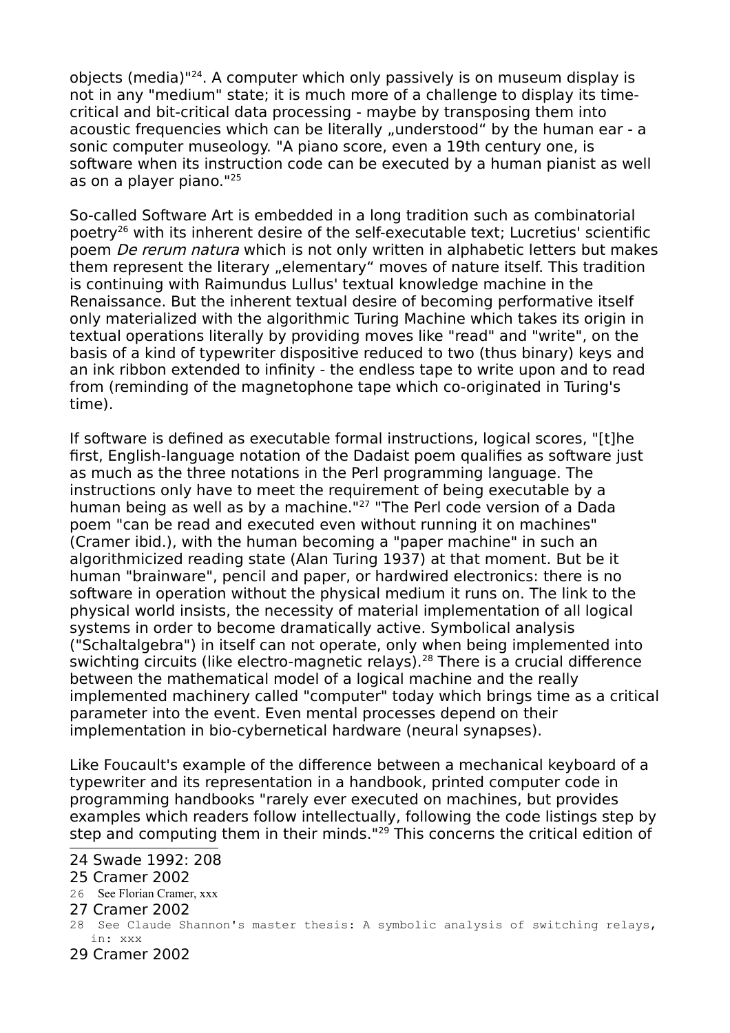objects (media)"[24]. A computer which only passively is on museum display is not in any "medium" state; it is much more of a challenge to display its time-critical and bit-critical data processing - maybe by transposing them into acoustic frequencies which can be literally „understood“ by the human ear - a sonic computer museology. "A piano score, even a 19th century one, is software when its instruction code can be executed by a human pianist as well as on a player piano."[25]

So-called Software Art is embedded in a long tradition such as combinatorial poetry[26] with its inherent desire of the self-executable text; Lucretius' scientific poem *De rerum natura* which is not only written in alphabetic letters but makes them represent the literary „elementary“ moves of nature itself. This tradition is continuing with Raimundus Lullus' textual knowledge machine in the Renaissance. But the inherent textual desire of becoming performative itself only materialized with the algorithmic Turing Machine which takes its origin in textual operations literally by providing moves like "read" and "write", on the basis of a kind of typewriter dispositive reduced to two (thus binary) keys and an ink ribbon extended to infinity - the endless tape to write upon and to read from (reminding of the magnetophone tape which co-originated in Turing's time).

If software is defined as executable formal instructions, logical scores, "[t]he first, English-language notation of the Dadaist poem qualifies as software just as much as the three notations in the Perl programming language. The instructions only have to meet the requirement of being executable by a human being as well as by a machine."[27] "The Perl code version of a Dada poem "can be read and executed even without running it on machines" (Cramer ibid.), with the human becoming a "paper machine" in such an algorithmicized reading state (Alan Turing 1937) at that moment. But be it human "brainware", pencil and paper, or hardwired electronics: there is no software in operation without the physical medium it runs on. The link to the physical world insists, the necessity of material implementation of all logical systems in order to become dramatically active. Symbolical analysis ("Schaltalgebra") in itself can not operate, only when being implemented into swichting circuits (like electro-magnetic relays).[28] There is a crucial difference between the mathematical model of a logical machine and the really implemented machinery called "computer" today which brings time as a critical parameter into the event. Even mental processes depend on their implementation in bio-cybernetical hardware (neural synapses).

Like Foucault's example of the difference between a mechanical keyboard of a typewriter and its representation in a handbook, printed computer code in programming handbooks "rarely ever executed on machines, but provides examples which readers follow intellectually, following the code listings step by step and computing them in their minds."[29] This concerns the critical edition of

---

24 Swade 1992: 208

25 Cramer 2002

26 See Florian Cramer, xxx

27 Cramer 2002

28 See Claude Shannon's master thesis: A symbolic analysis of switching relays, in: xxx

29 Cramer 2002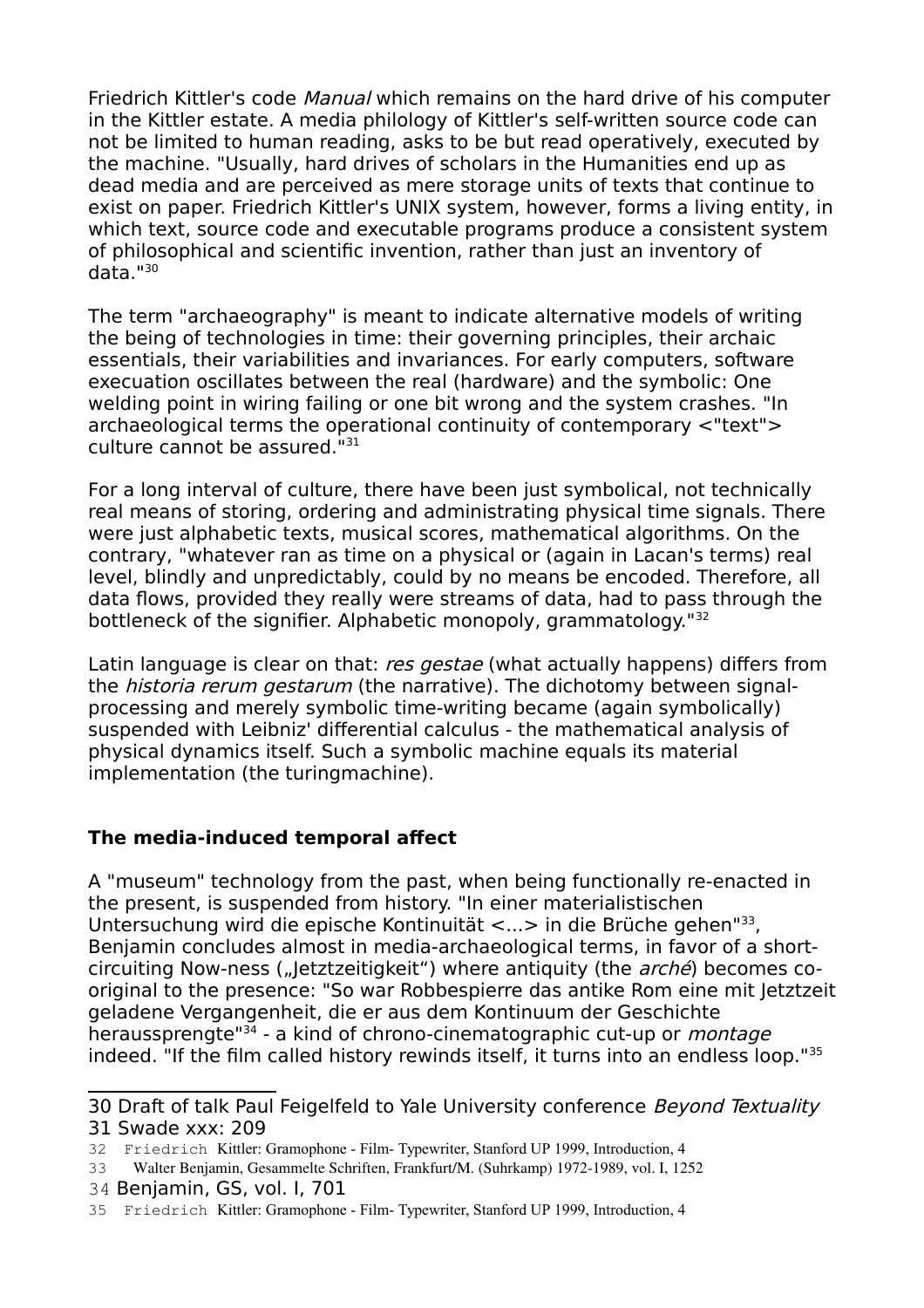Friedrich Kittler's code *Manual* which remains on the hard drive of his computer in the Kittler estate. A media philology of Kittler's self-written source code can not be limited to human reading, asks to be but read operatively, executed by the machine. "Usually, hard drives of scholars in the Humanities end up as dead media and are perceived as mere storage units of texts that continue to exist on paper. Friedrich Kittler's UNIX system, however, forms a living entity, in which text, source code and executable programs produce a consistent system of philosophical and scientific invention, rather than just an inventory of data."[30]

The term "archaeography" is meant to indicate alternative models of writing the being of technologies in time: their governing principles, their archaic essentials, their variabilities and invariances. For early computers, software execuation oscillates between the real (hardware) and the symbolic: One welding point in wiring failing or one bit wrong and the system crashes. "In archaeological terms the operational continuity of contemporary <"text"> culture cannot be assured."[31]

For a long interval of culture, there have been just symbolical, not technically real means of storing, ordering and administrating physical time signals. There were just alphabetic texts, musical scores, mathematical algorithms. On the contrary, "whatever ran as time on a physical or (again in Lacan's terms) real level, blindly and unpredictably, could by no means be encoded. Therefore, all data flows, provided they really were streams of data, had to pass through the bottleneck of the signifier. Alphabetic monopoly, grammatology."[32]

Latin language is clear on that: *res gestae* (what actually happens) differs from the *historia rerum gestarum* (the narrative). The dichotomy between signal-processing and merely symbolic time-writing became (again symbolically) suspended with Leibniz' differential calculus - the mathematical analysis of physical dynamics itself. Such a symbolic machine equals its material implementation (the turingmachine).

### The media-induced temporal affect

A "museum" technology from the past, when being functionally re-enacted in the present, is suspended from history. "In einer materialistischen Untersuchung wird die epische Kontinuität <...> in die Brüche gehen"[33], Benjamin concludes almost in media-archaeological terms, in favor of a short-circuiting Now-ness („Jetztzeitigkeit") where antiquity (the *arché*) becomes co-original to the presence: "So war Robbespierre das antike Rom eine mit Jetztzeit geladene Vergangenheit, die er aus dem Kontinuum der Geschichte heraussprengte"[34] - a kind of chrono-cinematographic cut-up or *montage* indeed. "If the film called history rewinds itself, it turns into an endless loop."[35]

---

30 Draft of talk Paul Feigelfeld to Yale University conference *Beyond Textuality*

31 Swade xxx: 209

32 Friedrich Kittler: Gramophone - Film- Typewriter, Stanford UP 1999, Introduction, 4

33 Walter Benjamin, Gesammelte Schriften, Frankfurt/M. (Suhrkamp) 1972-1989, vol. I, 1252

34 Benjamin, GS, vol. I, 701

35 Friedrich Kittler: Gramophone - Film- Typewriter, Stanford UP 1999, Introduction, 4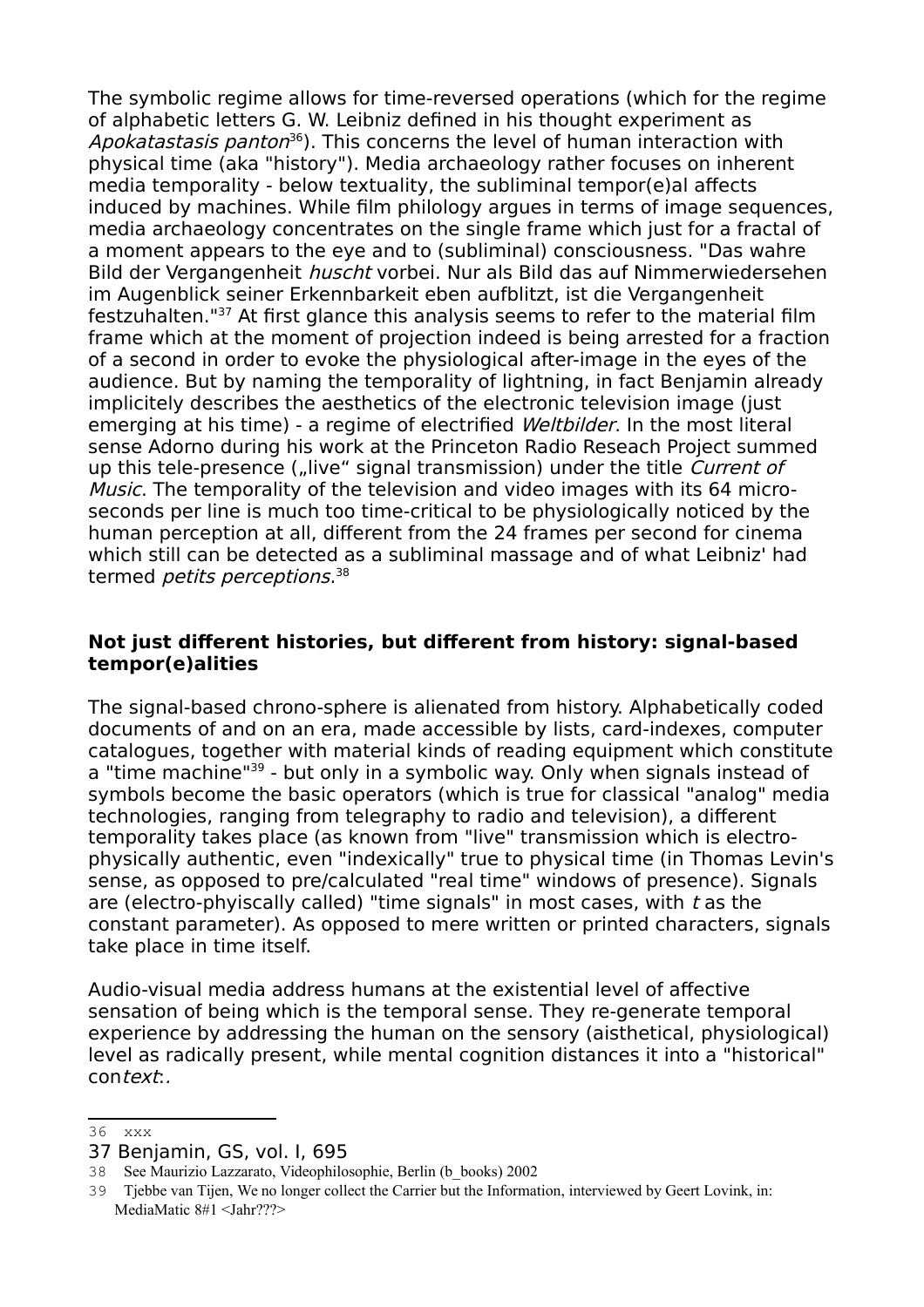The symbolic regime allows for time-reversed operations (which for the regime of alphabetic letters G. W. Leibniz defined in his thought experiment as *Apokatastasis panton*[36]). This concerns the level of human interaction with physical time (aka "history"). Media archaeology rather focuses on inherent media temporality - below textuality, the subliminal tempor(e)al affects induced by machines. While film philology argues in terms of image sequences, media archaeology concentrates on the single frame which just for a fractal of a moment appears to the eye and to (subliminal) consciousness. "Das wahre Bild der Vergangenheit *huscht* vorbei. Nur als Bild das auf Nimmerwiedersehen im Augenblick seiner Erkennbarkeit eben aufblitzt, ist die Vergangenheit festzuhalten."[37] At first glance this analysis seems to refer to the material film frame which at the moment of projection indeed is being arrested for a fraction of a second in order to evoke the physiological after-image in the eyes of the audience. But by naming the temporality of lightning, in fact Benjamin already implicitely describes the aesthetics of the electronic television image (just emerging at his time) - a regime of electrified *Weltbilder*. In the most literal sense Adorno during his work at the Princeton Radio Reseach Project summed up this tele-presence („live" signal transmission) under the title *Current of Music*. The temporality of the television and video images with its 64 micro-seconds per line is much too time-critical to be physiologically noticed by the human perception at all, different from the 24 frames per second for cinema which still can be detected as a subliminal massage and of what Leibniz' had termed *petits perceptions*.[38]

**Not just different histories, but different from history: signal-based tempor(e)alities**

The signal-based chrono-sphere is alienated from history. Alphabetically coded documents of and on an era, made accessible by lists, card-indexes, computer catalogues, together with material kinds of reading equipment which constitute a "time machine"[39] - but only in a symbolic way. Only when signals instead of symbols become the basic operators (which is true for classical "analog" media technologies, ranging from telegraphy to radio and television), a different temporality takes place (as known from "live" transmission which is electro-physically authentic, even "indexically" true to physical time (in Thomas Levin's sense, as opposed to pre/calculated "real time" windows of presence). Signals are (electro-phyiscally called) "time signals" in most cases, with *t* as the constant parameter). As opposed to mere written or printed characters, signals take place in time itself.

Audio-visual media address humans at the existential level of affective sensation of being which is the temporal sense. They re-generate temporal experience by addressing the human on the sensory (aisthetical, physiological) level as radically present, while mental cognition distances it into a "historical" con*text*:.

---

36 xxx

37 Benjamin, GS, vol. I, 695

38 See Maurizio Lazzarato, Videophilosophie, Berlin (b_books) 2002

39 Tjebbe van Tijen, We no longer collect the Carrier but the Information, interviewed by Geert Lovink, in: MediaMatic 8#1 <Jahr???>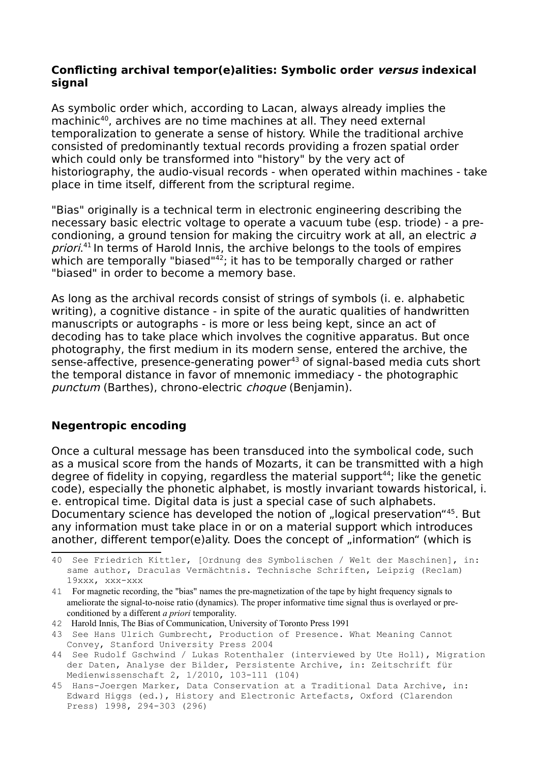**Conflicting archival tempor(e)alities: Symbolic order *versus* indexical signal**

As symbolic order which, according to Lacan, always already implies the machinic[40], archives are no time machines at all. They need external temporalization to generate a sense of history. While the traditional archive consisted of predominantly textual records providing a frozen spatial order which could only be transformed into "history" by the very act of historiography, the audio-visual records - when operated within machines - take place in time itself, different from the scriptural regime.

"Bias" originally is a technical term in electronic engineering describing the necessary basic electric voltage to operate a vacuum tube (esp. triode) - a pre-condioning, a ground tension for making the circuitry work at all, an electric *a priori*.[41] In terms of Harold Innis, the archive belongs to the tools of empires which are temporally "biased"[42]; it has to be temporally charged or rather "biased" in order to become a memory base.

As long as the archival records consist of strings of symbols (i. e. alphabetic writing), a cognitive distance - in spite of the auratic qualities of handwritten manuscripts or autographs - is more or less being kept, since an act of decoding has to take place which involves the cognitive apparatus. But once photography, the first medium in its modern sense, entered the archive, the sense-affective, presence-generating power[43] of signal-based media cuts short the temporal distance in favor of mnemonic immediacy - the photographic *punctum* (Barthes), chrono-electric *choque* (Benjamin).

**Negentropic encoding**

Once a cultural message has been transduced into the symbolical code, such as a musical score from the hands of Mozarts, it can be transmitted with a high degree of fidelity in copying, regardless the material support[44]; like the genetic code), especially the phonetic alphabet, is mostly invariant towards historical, i. e. entropical time. Digital data is just a special case of such alphabets. Documentary science has developed the notion of „logical preservation“[45]. But any information must take place in or on a material support which introduces another, different tempor(e)ality. Does the concept of „information“ (which is

---

40 See Friedrich Kittler, [Ordnung des Symbolischen / Welt der Maschinen], in: same author, Draculas Vermächtnis. Technische Schriften, Leipzig (Reclam) 19xxx, xxx-xxx

41 For magnetic recording, the "bias" names the pre-magnetization of the tape by hight frequency signals to ameliorate the signal-to-noise ratio (dynamics). The proper informative time signal thus is overlayed or pre-conditioned by a different *a priori* temporality.

42 Harold Innis, The Bias of Communication, University of Toronto Press 1991

43 See Hans Ulrich Gumbrecht, Production of Presence. What Meaning Cannot Convey, Stanford University Press 2004

44 See Rudolf Gschwind / Lukas Rotenthaler (interviewed by Ute Holl), Migration der Daten, Analyse der Bilder, Persistente Archive, in: Zeitschrift für Medienwissenschaft 2, 1/2010, 103-111 (104)

45 Hans-Joergen Marker, Data Conservation at a Traditional Data Archive, in: Edward Higgs (ed.), History and Electronic Artefacts, Oxford (Clarendon Press) 1998, 294-303 (296)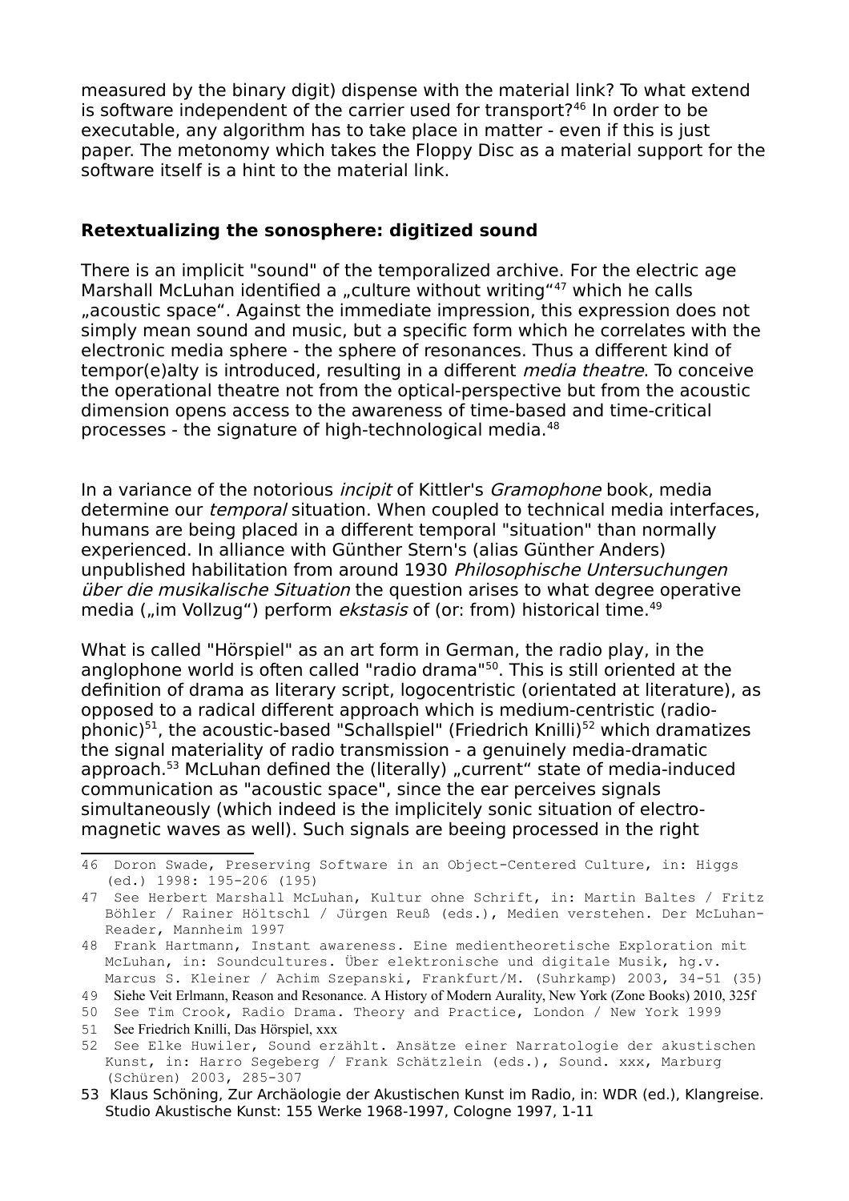measured by the binary digit) dispense with the material link? To what extend is software independent of the carrier used for transport?[46] In order to be executable, any algorithm has to take place in matter - even if this is just paper. The metonomy which takes the Floppy Disc as a material support for the software itself is a hint to the material link.

## Retextualizing the sonosphere: digitized sound

There is an implicit "sound" of the temporalized archive. For the electric age Marshall McLuhan identified a „culture without writing“[47] which he calls „acoustic space“. Against the immediate impression, this expression does not simply mean sound and music, but a specific form which he correlates with the electronic media sphere - the sphere of resonances. Thus a different kind of tempor(e)alty is introduced, resulting in a different *media theatre*. To conceive the operational theatre not from the optical-perspective but from the acoustic dimension opens access to the awareness of time-based and time-critical processes - the signature of high-technological media.[48]

In a variance of the notorious *incipit* of Kittler's *Gramophone* book, media determine our *temporal* situation. When coupled to technical media interfaces, humans are being placed in a different temporal "situation" than normally experienced. In alliance with Günther Stern's (alias Günther Anders) unpublished habilitation from around 1930 *Philosophische Untersuchungen über die musikalische Situation* the question arises to what degree operative media („im Vollzug“) perform *ekstasis* of (or: from) historical time.[49]

What is called "Hörspiel" as an art form in German, the radio play, in the anglophone world is often called "radio drama"[50]. This is still oriented at the definition of drama as literary script, logocentristic (orientated at literature), as opposed to a radical different approach which is medium-centristic (radio-phonic)[51], the acoustic-based "Schallspiel" (Friedrich Knilli)[52] which dramatizes the signal materiality of radio transmission - a genuinely media-dramatic approach.[53] McLuhan defined the (literally) „current“ state of media-induced communication as "acoustic space", since the ear perceives signals simultaneously (which indeed is the implicitely sonic situation of electro-magnetic waves as well). Such signals are beeing processed in the right

---

46 Doron Swade, Preserving Software in an Object-Centered Culture, in: Higgs (ed.) 1998: 195-206 (195)

47 See Herbert Marshall McLuhan, Kultur ohne Schrift, in: Martin Baltes / Fritz Böhler / Rainer Höltschl / Jürgen Reuß (eds.), Medien verstehen. Der McLuhan-Reader, Mannheim 1997

48 Frank Hartmann, Instant awareness. Eine medientheoretische Exploration mit McLuhan, in: Soundcultures. Über elektronische und digitale Musik, hg.v. Marcus S. Kleiner / Achim Szepanski, Frankfurt/M. (Suhrkamp) 2003, 34-51 (35)

49 Siehe Veit Erlmann, Reason and Resonance. A History of Modern Aurality, New York (Zone Books) 2010, 325f

50 See Tim Crook, Radio Drama. Theory and Practice, London / New York 1999

51 See Friedrich Knilli, Das Hörspiel, xxx

52 See Elke Huwiler, Sound erzählt. Ansätze einer Narratologie der akustischen Kunst, in: Harro Segeberg / Frank Schätzlein (eds.), Sound. xxx, Marburg (Schüren) 2003, 285-307

53 Klaus Schöning, Zur Archäologie der Akustischen Kunst im Radio, in: WDR (ed.), Klangreise. Studio Akustische Kunst: 155 Werke 1968-1997, Cologne 1997, 1-11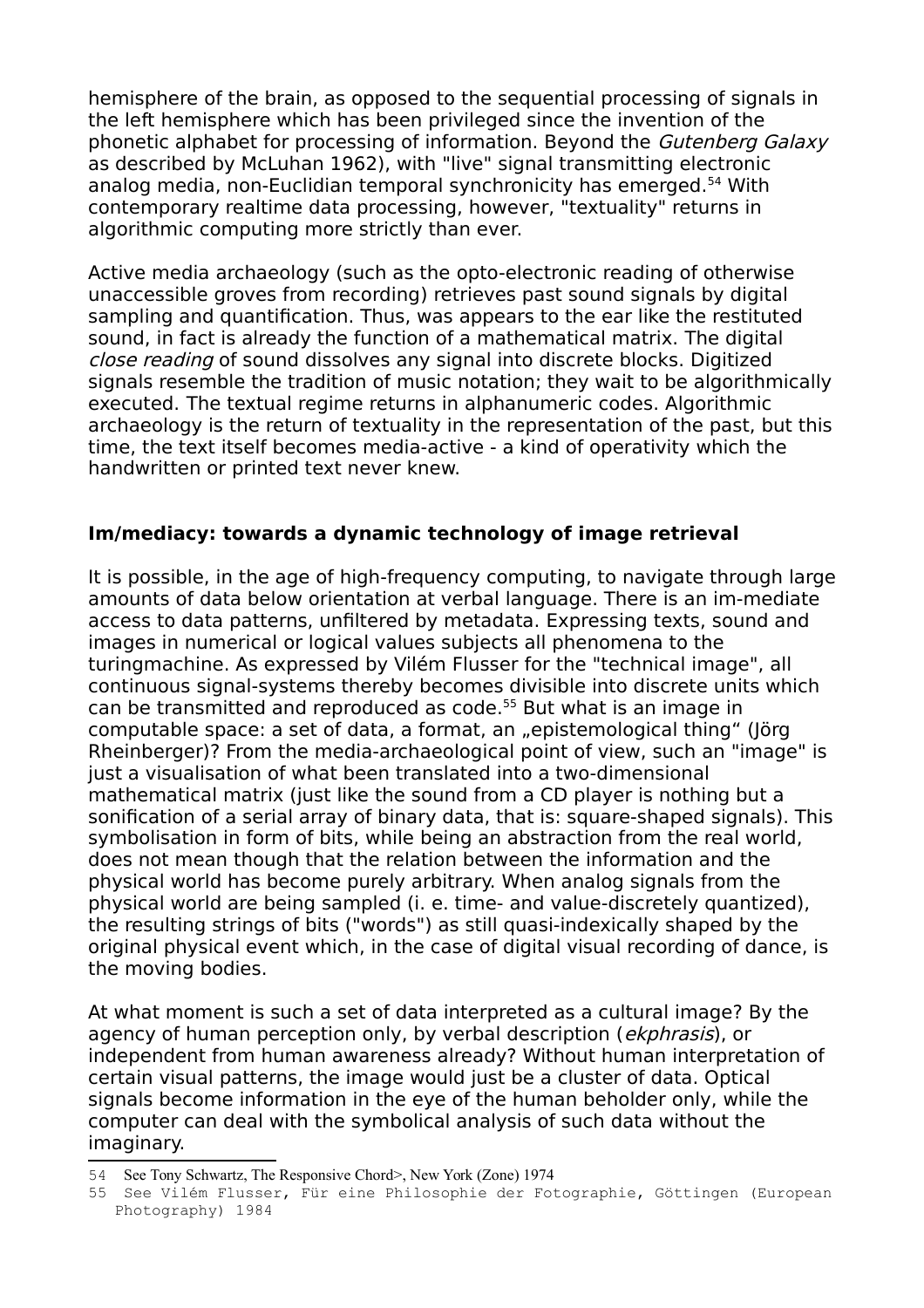hemisphere of the brain, as opposed to the sequential processing of signals in the left hemisphere which has been privileged since the invention of the phonetic alphabet for processing of information. Beyond the *Gutenberg Galaxy* as described by McLuhan 1962), with "live" signal transmitting electronic analog media, non-Euclidian temporal synchronicity has emerged.[54] With contemporary realtime data processing, however, "textuality" returns in algorithmic computing more strictly than ever.

Active media archaeology (such as the opto-electronic reading of otherwise unaccessible groves from recording) retrieves past sound signals by digital sampling and quantification. Thus, was appears to the ear like the restituted sound, in fact is already the function of a mathematical matrix. The digital *close reading* of sound dissolves any signal into discrete blocks. Digitized signals resemble the tradition of music notation; they wait to be algorithmically executed. The textual regime returns in alphanumeric codes. Algorithmic archaeology is the return of textuality in the representation of the past, but this time, the text itself becomes media-active - a kind of operativity which the handwritten or printed text never knew.

**Im/mediacy: towards a dynamic technology of image retrieval**

It is possible, in the age of high-frequency computing, to navigate through large amounts of data below orientation at verbal language. There is an im-mediate access to data patterns, unfiltered by metadata. Expressing texts, sound and images in numerical or logical values subjects all phenomena to the turingmachine. As expressed by Vilém Flusser for the "technical image", all continuous signal-systems thereby becomes divisible into discrete units which can be transmitted and reproduced as code.[55] But what is an image in computable space: a set of data, a format, an „epistemological thing“ (Jörg Rheinberger)? From the media-archaeological point of view, such an "image" is just a visualisation of what been translated into a two-dimensional mathematical matrix (just like the sound from a CD player is nothing but a sonification of a serial array of binary data, that is: square-shaped signals). This symbolisation in form of bits, while being an abstraction from the real world, does not mean though that the relation between the information and the physical world has become purely arbitrary. When analog signals from the physical world are being sampled (i. e. time- and value-discretely quantized), the resulting strings of bits ("words") as still quasi-indexically shaped by the original physical event which, in the case of digital visual recording of dance, is the moving bodies.

At what moment is such a set of data interpreted as a cultural image? By the agency of human perception only, by verbal description (*ekphrasis*), or independent from human awareness already? Without human interpretation of certain visual patterns, the image would just be a cluster of data. Optical signals become information in the eye of the human beholder only, while the computer can deal with the symbolical analysis of such data without the imaginary.

54 See Tony Schwartz, The Responsive Chord>, New York (Zone) 1974

55 See Vilém Flusser, Für eine Philosophie der Fotographie, Göttingen (European Photography) 1984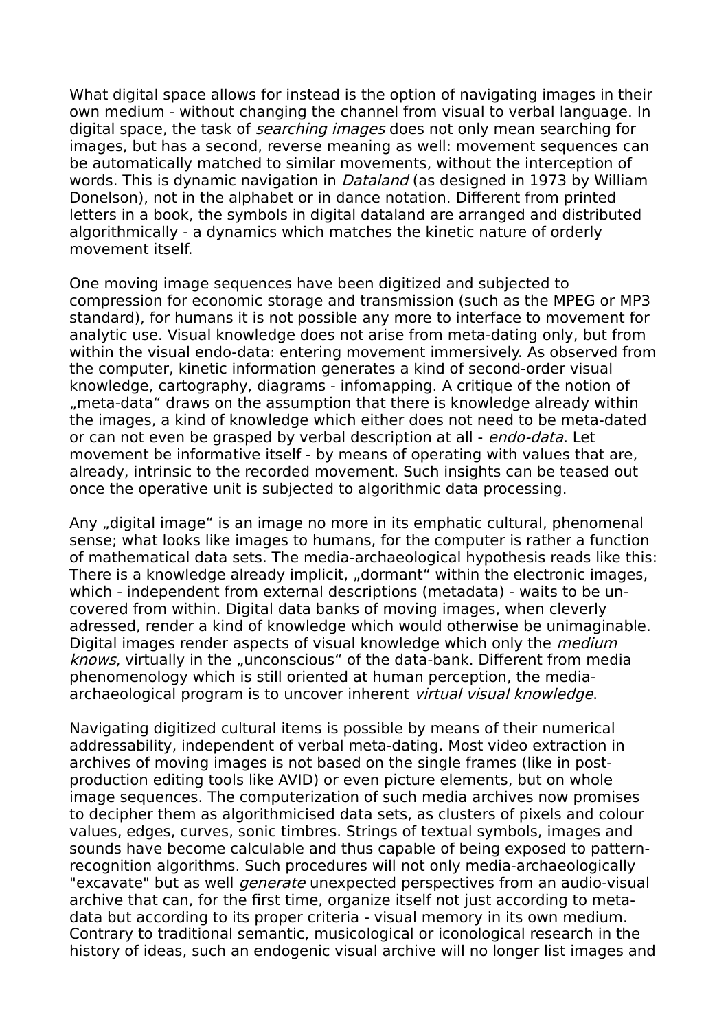What digital space allows for instead is the option of navigating images in their own medium - without changing the channel from visual to verbal language. In digital space, the task of *searching images* does not only mean searching for images, but has a second, reverse meaning as well: movement sequences can be automatically matched to similar movements, without the interception of words. This is dynamic navigation in *Dataland* (as designed in 1973 by William Donelson), not in the alphabet or in dance notation. Different from printed letters in a book, the symbols in digital dataland are arranged and distributed algorithmically - a dynamics which matches the kinetic nature of orderly movement itself.

One moving image sequences have been digitized and subjected to compression for economic storage and transmission (such as the MPEG or MP3 standard), for humans it is not possible any more to interface to movement for analytic use. Visual knowledge does not arise from meta-dating only, but from within the visual endo-data: entering movement immersively. As observed from the computer, kinetic information generates a kind of second-order visual knowledge, cartography, diagrams - infomapping. A critique of the notion of „meta-data" draws on the assumption that there is knowledge already within the images, a kind of knowledge which either does not need to be meta-dated or can not even be grasped by verbal description at all - *endo-data*. Let movement be informative itself - by means of operating with values that are, already, intrinsic to the recorded movement. Such insights can be teased out once the operative unit is subjected to algorithmic data processing.

Any „digital image" is an image no more in its emphatic cultural, phenomenal sense; what looks like images to humans, for the computer is rather a function of mathematical data sets. The media-archaeological hypothesis reads like this: There is a knowledge already implicit, „dormant" within the electronic images, which - independent from external descriptions (metadata) - waits to be un-covered from within. Digital data banks of moving images, when cleverly adressed, render a kind of knowledge which would otherwise be unimaginable. Digital images render aspects of visual knowledge which only the *medium knows*, virtually in the „unconscious" of the data-bank. Different from media phenomenology which is still oriented at human perception, the media-archaeological program is to uncover inherent *virtual visual knowledge*.

Navigating digitized cultural items is possible by means of their numerical addressability, independent of verbal meta-dating. Most video extraction in archives of moving images is not based on the single frames (like in post-production editing tools like AVID) or even picture elements, but on whole image sequences. The computerization of such media archives now promises to decipher them as algorithmicised data sets, as clusters of pixels and colour values, edges, curves, sonic timbres. Strings of textual symbols, images and sounds have become calculable and thus capable of being exposed to pattern-recognition algorithms. Such procedures will not only media-archaeologically "excavate" but as well *generate* unexpected perspectives from an audio-visual archive that can, for the first time, organize itself not just according to meta-data but according to its proper criteria - visual memory in its own medium. Contrary to traditional semantic, musicological or iconological research in the history of ideas, such an endogenic visual archive will no longer list images and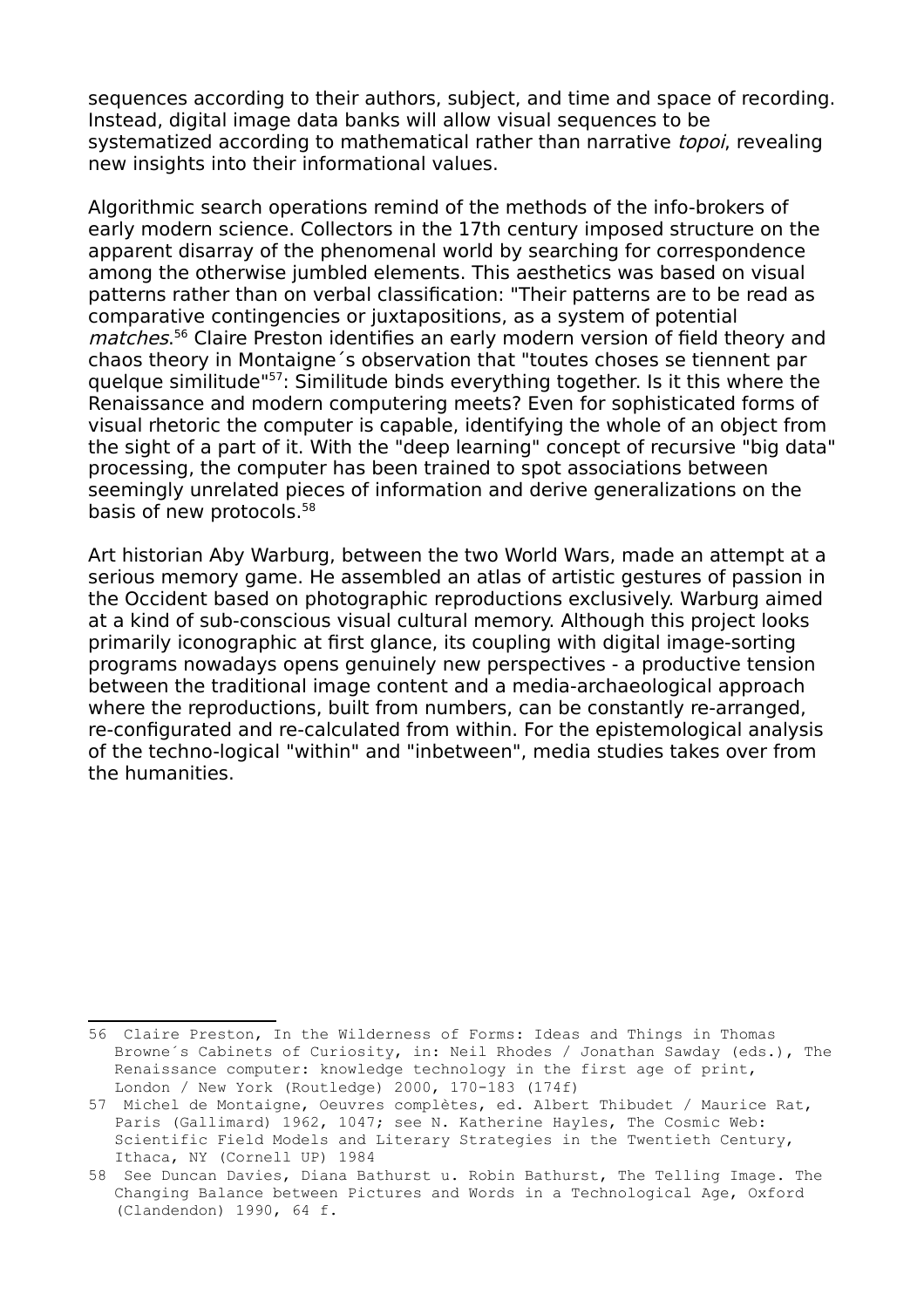sequences according to their authors, subject, and time and space of recording. Instead, digital image data banks will allow visual sequences to be systematized according to mathematical rather than narrative *topoi*, revealing new insights into their informational values.

Algorithmic search operations remind of the methods of the info-brokers of early modern science. Collectors in the 17th century imposed structure on the apparent disarray of the phenomenal world by searching for correspondence among the otherwise jumbled elements. This aesthetics was based on visual patterns rather than on verbal classification: "Their patterns are to be read as comparative contingencies or juxtapositions, as a system of potential *matches*.[56] Claire Preston identifies an early modern version of field theory and chaos theory in Montaigne´s observation that "toutes choses se tiennent par quelque similitude"[57]: Similitude binds everything together. Is it this where the Renaissance and modern computering meets? Even for sophisticated forms of visual rhetoric the computer is capable, identifying the whole of an object from the sight of a part of it. With the "deep learning" concept of recursive "big data" processing, the computer has been trained to spot associations between seemingly unrelated pieces of information and derive generalizations on the basis of new protocols.[58]

Art historian Aby Warburg, between the two World Wars, made an attempt at a serious memory game. He assembled an atlas of artistic gestures of passion in the Occident based on photographic reproductions exclusively. Warburg aimed at a kind of sub-conscious visual cultural memory. Although this project looks primarily iconographic at first glance, its coupling with digital image-sorting programs nowadays opens genuinely new perspectives - a productive tension between the traditional image content and a media-archaeological approach where the reproductions, built from numbers, can be constantly re-arranged, re-configurated and re-calculated from within. For the epistemological analysis of the techno-logical "within" and "inbetween", media studies takes over from the humanities.

---

56 Claire Preston, In the Wilderness of Forms: Ideas and Things in Thomas Browne´s Cabinets of Curiosity, in: Neil Rhodes / Jonathan Sawday (eds.), The Renaissance computer: knowledge technology in the first age of print, London / New York (Routledge) 2000, 170-183 (174f)

57 Michel de Montaigne, Oeuvres complètes, ed. Albert Thibudet / Maurice Rat, Paris (Gallimard) 1962, 1047; see N. Katherine Hayles, The Cosmic Web: Scientific Field Models and Literary Strategies in the Twentieth Century, Ithaca, NY (Cornell UP) 1984

58 See Duncan Davies, Diana Bathurst u. Robin Bathurst, The Telling Image. The Changing Balance between Pictures and Words in a Technological Age, Oxford (Clandendon) 1990, 64 f.